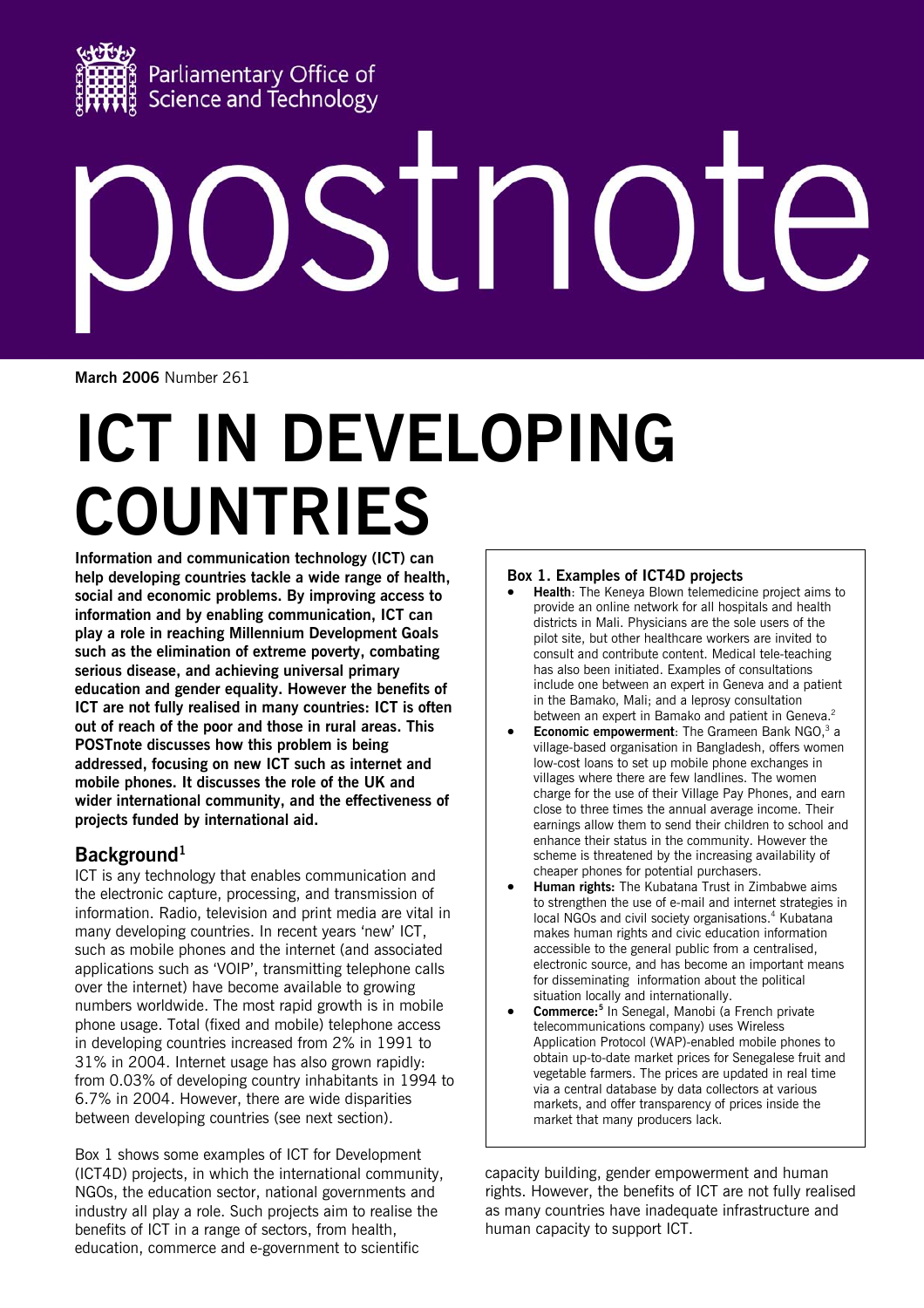Parliamentary Office of Science and Technology

postnote

**March 2006** Number 261

# ICT IN DEVELOPING COUNTRIES

**Information and communication technology (ICT) can help developing countries tackle a wide range of health, social and economic problems. By improving access to information and by enabling communication, ICT can play a role in reaching Millennium Development Goals such as the elimination of extreme poverty, combating serious disease, and achieving universal primary education and gender equality. However the benefits of ICT are not fully realised in many countries: ICT is often out of reach of the poor and those in rural areas. This POSTnote discusses how this problem is being addressed, focusing on new ICT such as internet and mobile phones. It discusses the role of the UK and wider international community, and the effectiveness of projects funded by international aid.**

## Background[1]

ICT is any technology that enables communication and the electronic capture, processing, and transmission of information. Radio, television and print media are vital in many developing countries. In recent years 'new' ICT, such as mobile phones and the internet (and associated applications such as 'VOIP', transmitting telephone calls over the internet) have become available to growing numbers worldwide. The most rapid growth is in mobile phone usage. Total (fixed and mobile) telephone access in developing countries increased from 2% in 1991 to 31% in 2004. Internet usage has also grown rapidly: from 0.03% of developing country inhabitants in 1994 to 6.7% in 2004. However, there are wide disparities between developing countries (see next section).

Box 1 shows some examples of ICT for Development (ICT4D) projects, in which the international community, NGOs, the education sector, national governments and industry all play a role. Such projects aim to realise the benefits of ICT in a range of sectors, from health, education, commerce and e-government to scientific capacity building, gender empowerment and human rights. However, the benefits of ICT are not fully realised as many countries have inadequate infrastructure and human capacity to support ICT.

**Box 1. Examples of ICT4D projects**

- **Health**: The Keneya Blown telemedicine project aims to provide an online network for all hospitals and health districts in Mali. Physicians are the sole users of the pilot site, but other healthcare workers are invited to consult and contribute content. Medical tele-teaching has also been initiated. Examples of consultations include one between an expert in Geneva and a patient in the Bamako, Mali; and a leprosy consultation between an expert in Bamako and patient in Geneva.[2]
- **Economic empowerment**: The Grameen Bank NGO,[3] a village-based organisation in Bangladesh, offers women low-cost loans to set up mobile phone exchanges in villages where there are few landlines. The women charge for the use of their Village Pay Phones, and earn close to three times the annual average income. Their earnings allow them to send their children to school and enhance their status in the community. However the scheme is threatened by the increasing availability of cheaper phones for potential purchasers.
- **Human rights:** The Kubatana Trust in Zimbabwe aims to strengthen the use of e-mail and internet strategies in local NGOs and civil society organisations.[4] Kubatana makes human rights and civic education information accessible to the general public from a centralised, electronic source, and has become an important means for disseminating information about the political situation locally and internationally.
- **Commerce:[5]** In Senegal, Manobi (a French private telecommunications company) uses Wireless Application Protocol (WAP)-enabled mobile phones to obtain up-to-date market prices for Senegalese fruit and vegetable farmers. The prices are updated in real time via a central database by data collectors at various markets, and offer transparency of prices inside the market that many producers lack.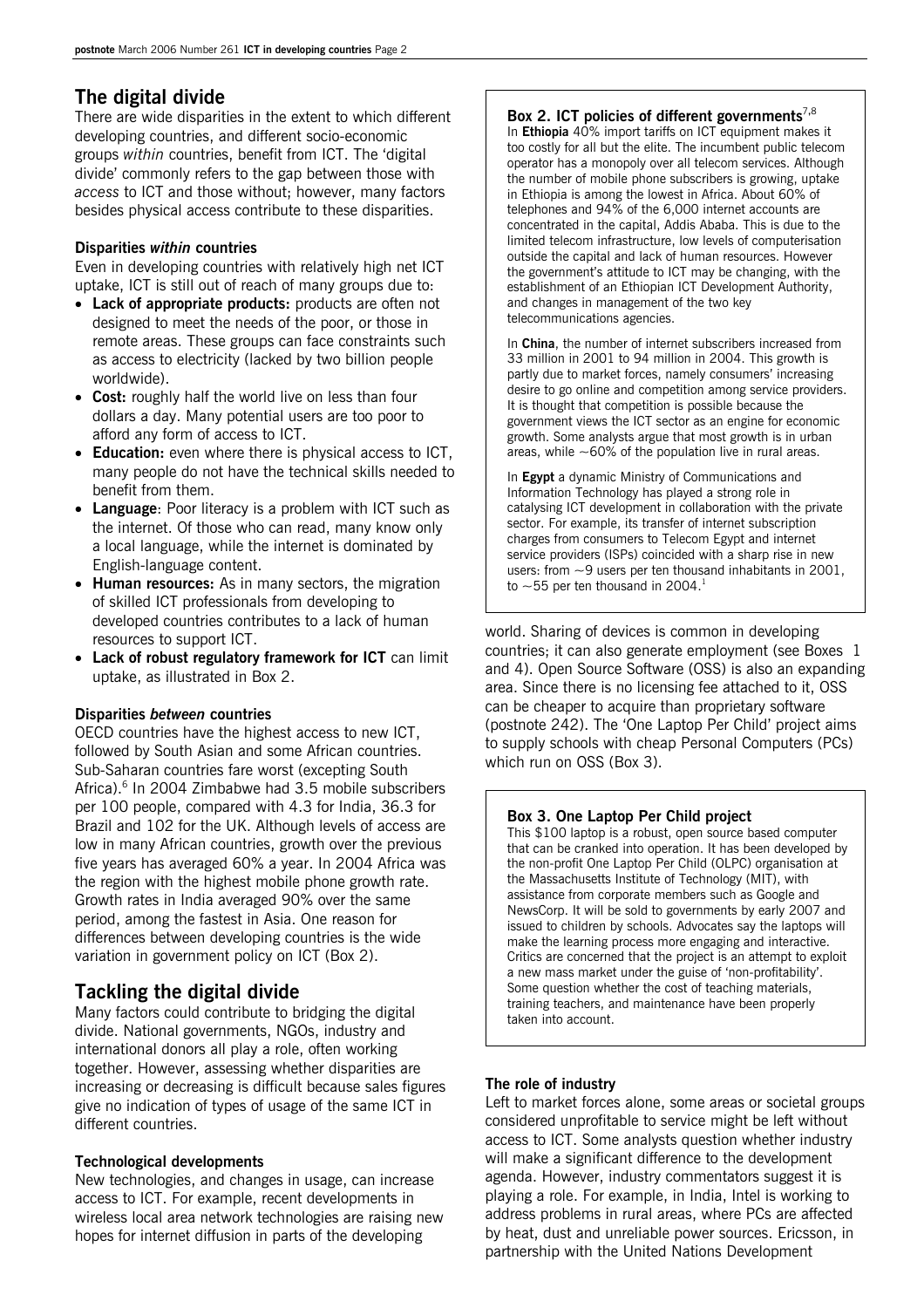## The digital divide

There are wide disparities in the extent to which different developing countries, and different socio-economic groups *within* countries, benefit from ICT. The 'digital divide' commonly refers to the gap between those with *access* to ICT and those without; however, many factors besides physical access contribute to these disparities.

### Disparities *within* countries

Even in developing countries with relatively high net ICT uptake, ICT is still out of reach of many groups due to:

- **Lack of appropriate products:** products are often not designed to meet the needs of the poor, or those in remote areas. These groups can face constraints such as access to electricity (lacked by two billion people worldwide).
- **Cost:** roughly half the world live on less than four dollars a day. Many potential users are too poor to afford any form of access to ICT.
- **Education:** even where there is physical access to ICT, many people do not have the technical skills needed to benefit from them.
- **Language**: Poor literacy is a problem with ICT such as the internet. Of those who can read, many know only a local language, while the internet is dominated by English-language content.
- **Human resources:** As in many sectors, the migration of skilled ICT professionals from developing to developed countries contributes to a lack of human resources to support ICT.
- **Lack of robust regulatory framework for ICT** can limit uptake, as illustrated in Box 2.

### Disparities *between* countries

OECD countries have the highest access to new ICT, followed by South Asian and some African countries. Sub-Saharan countries fare worst (excepting South Africa).[6] In 2004 Zimbabwe had 3.5 mobile subscribers per 100 people, compared with 4.3 for India, 36.3 for Brazil and 102 for the UK. Although levels of access are low in many African countries, growth over the previous five years has averaged 60% a year. In 2004 Africa was the region with the highest mobile phone growth rate. Growth rates in India averaged 90% over the same period, among the fastest in Asia. One reason for differences between developing countries is the wide variation in government policy on ICT (Box 2).

> **Box 2. ICT policies of different governments**[7,8]
>
> In **Ethiopia** 40% import tariffs on ICT equipment makes it too costly for all but the elite. The incumbent public telecom operator has a monopoly over all telecom services. Although the number of mobile phone subscribers is growing, uptake in Ethiopia is among the lowest in Africa. About 60% of telephones and 94% of the 6,000 internet accounts are concentrated in the capital, Addis Ababa. This is due to the limited telecom infrastructure, low levels of computerisation outside the capital and lack of human resources. However the government's attitude to ICT may be changing, with the establishment of an Ethiopian ICT Development Authority, and changes in management of the two key telecommunications agencies.
>
> In **China**, the number of internet subscribers increased from 33 million in 2001 to 94 million in 2004. This growth is partly due to market forces, namely consumers' increasing desire to go online and competition among service providers. It is thought that competition is possible because the government views the ICT sector as an engine for economic growth. Some analysts argue that most growth is in urban areas, while ~60% of the population live in rural areas.
>
> In **Egypt** a dynamic Ministry of Communications and Information Technology has played a strong role in catalysing ICT development in collaboration with the private sector. For example, its transfer of internet subscription charges from consumers to Telecom Egypt and internet service providers (ISPs) coincided with a sharp rise in new users: from ~9 users per ten thousand inhabitants in 2001, to ~55 per ten thousand in 2004.[1]

## Tackling the digital divide

Many factors could contribute to bridging the digital divide. National governments, NGOs, industry and international donors all play a role, often working together. However, assessing whether disparities are increasing or decreasing is difficult because sales figures give no indication of types of usage of the same ICT in different countries.

### Technological developments

New technologies, and changes in usage, can increase access to ICT. For example, recent developments in wireless local area network technologies are raising new hopes for internet diffusion in parts of the developing world. Sharing of devices is common in developing countries; it can also generate employment (see Boxes 1 and 4). Open Source Software (OSS) is also an expanding area. Since there is no licensing fee attached to it, OSS can be cheaper to acquire than proprietary software (postnote 242). The 'One Laptop Per Child' project aims to supply schools with cheap Personal Computers (PCs) which run on OSS (Box 3).

> **Box 3. One Laptop Per Child project**
>
> This $100 laptop is a robust, open source based computer that can be cranked into operation. It has been developed by the non-profit One Laptop Per Child (OLPC) organisation at the Massachusetts Institute of Technology (MIT), with assistance from corporate members such as Google and NewsCorp. It will be sold to governments by early 2007 and issued to children by schools. Advocates say the laptops will make the learning process more engaging and interactive. Critics are concerned that the project is an attempt to exploit a new mass market under the guise of 'non-profitability'. Some question whether the cost of teaching materials, training teachers, and maintenance have been properly taken into account.

### The role of industry

Left to market forces alone, some areas or societal groups considered unprofitable to service might be left without access to ICT. Some analysts question whether industry will make a significant difference to the development agenda. However, industry commentators suggest it is playing a role. For example, in India, Intel is working to address problems in rural areas, where PCs are affected by heat, dust and unreliable power sources. Ericsson, in partnership with the United Nations Development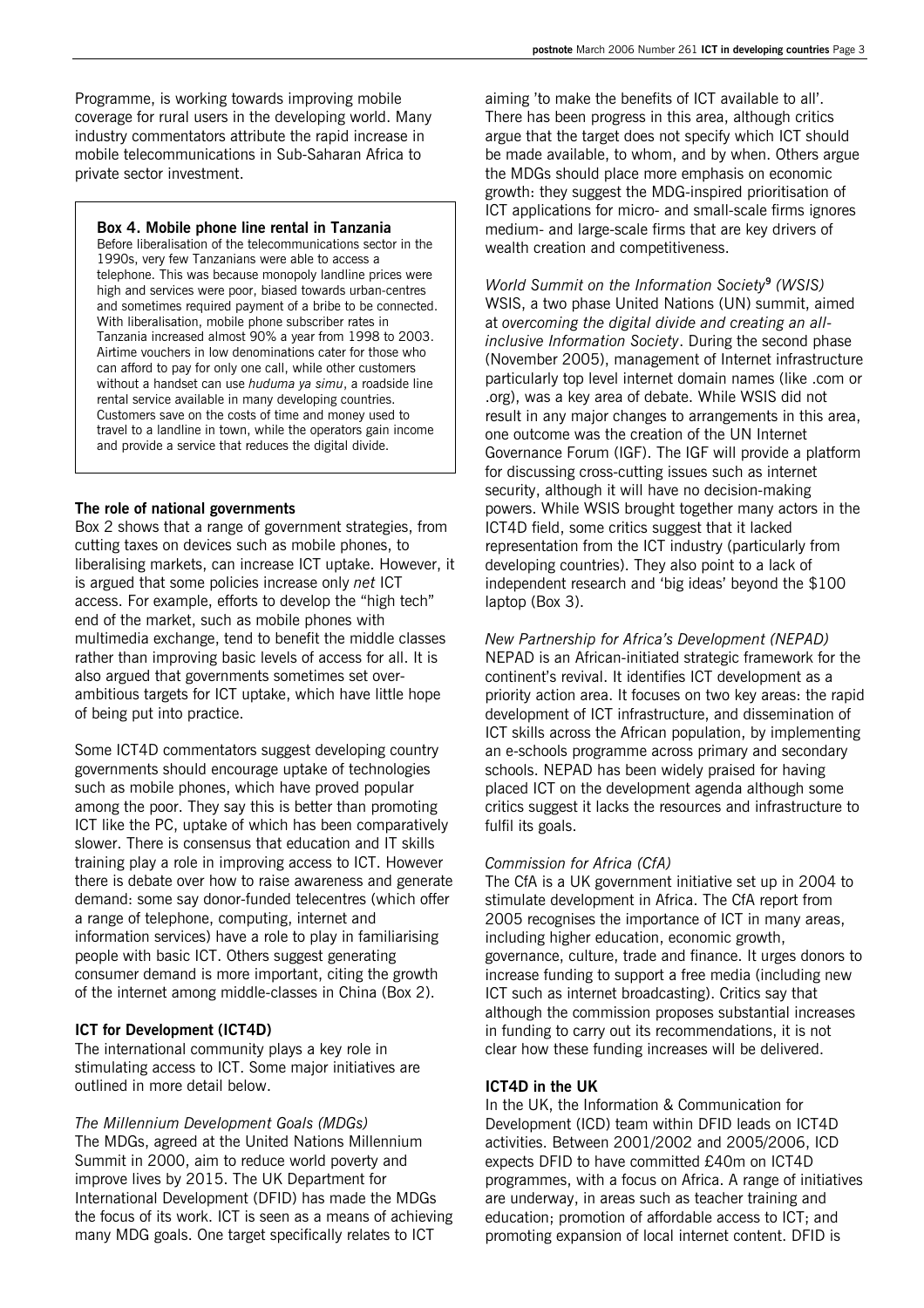Programme, is working towards improving mobile coverage for rural users in the developing world. Many industry commentators attribute the rapid increase in mobile telecommunications in Sub-Saharan Africa to private sector investment.

> **Box 4. Mobile phone line rental in Tanzania**
>
> Before liberalisation of the telecommunications sector in the 1990s, very few Tanzanians were able to access a telephone. This was because monopoly landline prices were high and services were poor, biased towards urban-centres and sometimes required payment of a bribe to be connected. With liberalisation, mobile phone subscriber rates in Tanzania increased almost 90% a year from 1998 to 2003. Airtime vouchers in low denominations cater for those who can afford to pay for only one call, while other customers without a handset can use *huduma ya simu*, a roadside line rental service available in many developing countries. Customers save on the costs of time and money used to travel to a landline in town, while the operators gain income and provide a service that reduces the digital divide.

### The role of national governments

Box 2 shows that a range of government strategies, from cutting taxes on devices such as mobile phones, to liberalising markets, can increase ICT uptake. However, it is argued that some policies increase only *net* ICT access. For example, efforts to develop the "high tech" end of the market, such as mobile phones with multimedia exchange, tend to benefit the middle classes rather than improving basic levels of access for all. It is also argued that governments sometimes set over-ambitious targets for ICT uptake, which have little hope of being put into practice.

Some ICT4D commentators suggest developing country governments should encourage uptake of technologies such as mobile phones, which have proved popular among the poor. They say this is better than promoting ICT like the PC, uptake of which has been comparatively slower. There is consensus that education and IT skills training play a role in improving access to ICT. However there is debate over how to raise awareness and generate demand: some say donor-funded telecentres (which offer a range of telephone, computing, internet and information services) have a role to play in familiarising people with basic ICT. Others suggest generating consumer demand is more important, citing the growth of the internet among middle-classes in China (Box 2).

### ICT for Development (ICT4D)

The international community plays a key role in stimulating access to ICT. Some major initiatives are outlined in more detail below.

*The Millennium Development Goals (MDGs)*

The MDGs, agreed at the United Nations Millennium Summit in 2000, aim to reduce world poverty and improve lives by 2015. The UK Department for International Development (DFID) has made the MDGs the focus of its work. ICT is seen as a means of achieving many MDG goals. One target specifically relates to ICT aiming 'to make the benefits of ICT available to all'. There has been progress in this area, although critics argue that the target does not specify which ICT should be made available, to whom, and by when. Others argue the MDGs should place more emphasis on economic growth: they suggest the MDG-inspired prioritisation of ICT applications for micro- and small-scale firms ignores medium- and large-scale firms that are key drivers of wealth creation and competitiveness.

*World Summit on the Information Society[9] (WSIS)*

WSIS, a two phase United Nations (UN) summit, aimed at *overcoming the digital divide and creating an all-inclusive Information Society*. During the second phase (November 2005), management of Internet infrastructure particularly top level internet domain names (like .com or .org), was a key area of debate. While WSIS did not result in any major changes to arrangements in this area, one outcome was the creation of the UN Internet Governance Forum (IGF). The IGF will provide a platform for discussing cross-cutting issues such as internet security, although it will have no decision-making powers. While WSIS brought together many actors in the ICT4D field, some critics suggest that it lacked representation from the ICT industry (particularly from developing countries). They also point to a lack of independent research and 'big ideas' beyond the $100 laptop (Box 3).

*New Partnership for Africa's Development (NEPAD)*

NEPAD is an African-initiated strategic framework for the continent's revival. It identifies ICT development as a priority action area. It focuses on two key areas: the rapid development of ICT infrastructure, and dissemination of ICT skills across the African population, by implementing an e-schools programme across primary and secondary schools. NEPAD has been widely praised for having placed ICT on the development agenda although some critics suggest it lacks the resources and infrastructure to fulfil its goals.

*Commission for Africa (CfA)*

The CfA is a UK government initiative set up in 2004 to stimulate development in Africa. The CfA report from 2005 recognises the importance of ICT in many areas, including higher education, economic growth, governance, culture, trade and finance. It urges donors to increase funding to support a free media (including new ICT such as internet broadcasting). Critics say that although the commission proposes substantial increases in funding to carry out its recommendations, it is not clear how these funding increases will be delivered.

### ICT4D in the UK

In the UK, the Information & Communication for Development (ICD) team within DFID leads on ICT4D activities. Between 2001/2002 and 2005/2006, ICD expects DFID to have committed £40m on ICT4D programmes, with a focus on Africa. A range of initiatives are underway, in areas such as teacher training and education; promotion of affordable access to ICT; and promoting expansion of local internet content. DFID is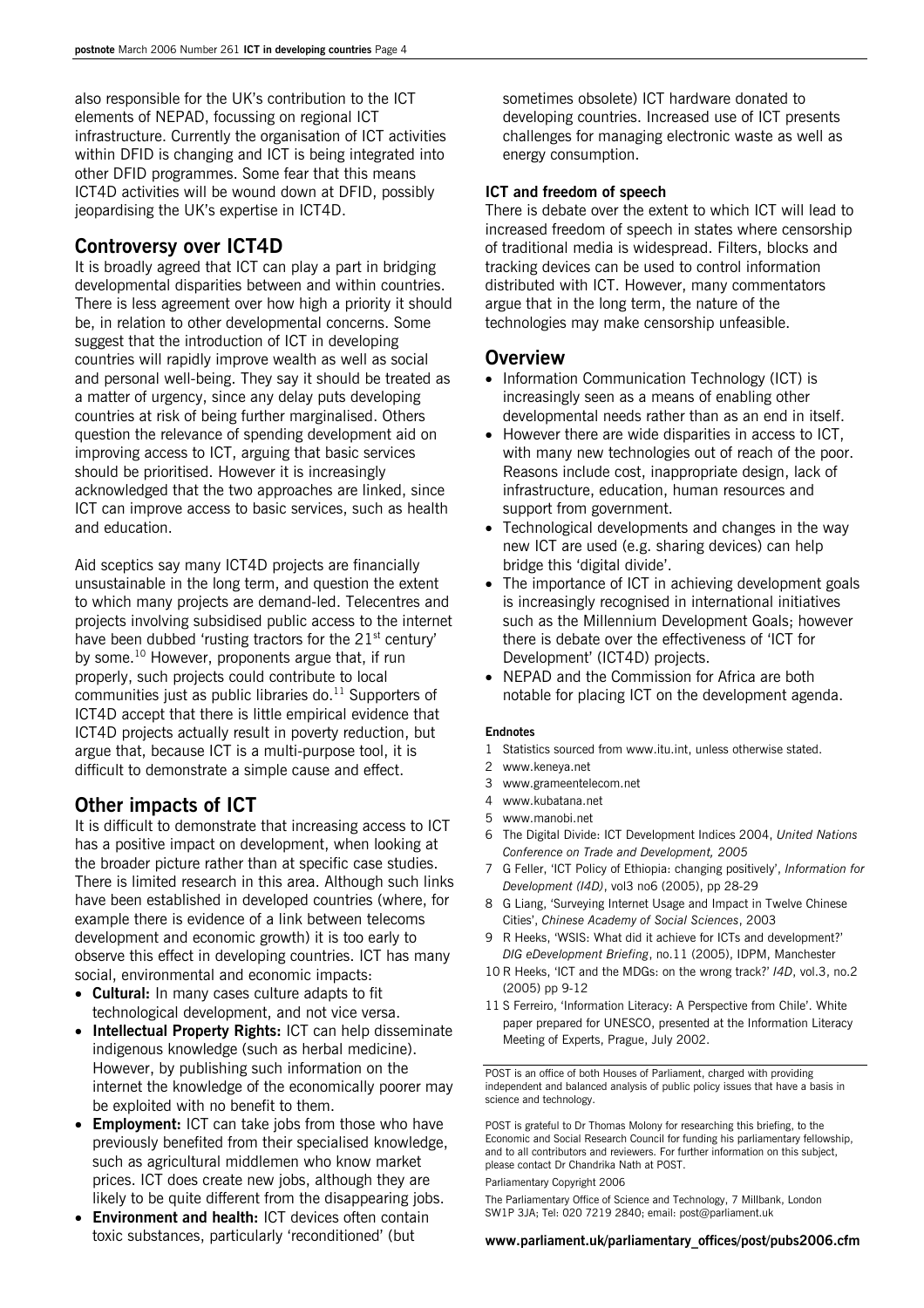also responsible for the UK's contribution to the ICT elements of NEPAD, focussing on regional ICT infrastructure. Currently the organisation of ICT activities within DFID is changing and ICT is being integrated into other DFID programmes. Some fear that this means ICT4D activities will be wound down at DFID, possibly jeopardising the UK's expertise in ICT4D.

## Controversy over ICT4D

It is broadly agreed that ICT can play a part in bridging developmental disparities between and within countries. There is less agreement over how high a priority it should be, in relation to other developmental concerns. Some suggest that the introduction of ICT in developing countries will rapidly improve wealth as well as social and personal well-being. They say it should be treated as a matter of urgency, since any delay puts developing countries at risk of being further marginalised. Others question the relevance of spending development aid on improving access to ICT, arguing that basic services should be prioritised. However it is increasingly acknowledged that the two approaches are linked, since ICT can improve access to basic services, such as health and education.

Aid sceptics say many ICT4D projects are financially unsustainable in the long term, and question the extent to which many projects are demand-led. Telecentres and projects involving subsidised public access to the internet have been dubbed 'rusting tractors for the 21st century' by some.[10] However, proponents argue that, if run properly, such projects could contribute to local communities just as public libraries do.[11] Supporters of ICT4D accept that there is little empirical evidence that ICT4D projects actually result in poverty reduction, but argue that, because ICT is a multi-purpose tool, it is difficult to demonstrate a simple cause and effect.

## Other impacts of ICT

It is difficult to demonstrate that increasing access to ICT has a positive impact on development, when looking at the broader picture rather than at specific case studies. There is limited research in this area. Although such links have been established in developed countries (where, for example there is evidence of a link between telecoms development and economic growth) it is too early to observe this effect in developing countries. ICT has many social, environmental and economic impacts:

- **Cultural:** In many cases culture adapts to fit technological development, and not vice versa.
- **Intellectual Property Rights:** ICT can help disseminate indigenous knowledge (such as herbal medicine). However, by publishing such information on the internet the knowledge of the economically poorer may be exploited with no benefit to them.
- **Employment:** ICT can take jobs from those who have previously benefited from their specialised knowledge, such as agricultural middlemen who know market prices. ICT does create new jobs, although they are likely to be quite different from the disappearing jobs.
- **Environment and health:** ICT devices often contain toxic substances, particularly 'reconditioned' (but sometimes obsolete) ICT hardware donated to developing countries. Increased use of ICT presents challenges for managing electronic waste as well as energy consumption.

### ICT and freedom of speech

There is debate over the extent to which ICT will lead to increased freedom of speech in states where censorship of traditional media is widespread. Filters, blocks and tracking devices can be used to control information distributed with ICT. However, many commentators argue that in the long term, the nature of the technologies may make censorship unfeasible.

## Overview

- Information Communication Technology (ICT) is increasingly seen as a means of enabling other developmental needs rather than as an end in itself.
- However there are wide disparities in access to ICT, with many new technologies out of reach of the poor. Reasons include cost, inappropriate design, lack of infrastructure, education, human resources and support from government.
- Technological developments and changes in the way new ICT are used (e.g. sharing devices) can help bridge this 'digital divide'.
- The importance of ICT in achieving development goals is increasingly recognised in international initiatives such as the Millennium Development Goals; however there is debate over the effectiveness of 'ICT for Development' (ICT4D) projects.
- NEPAD and the Commission for Africa are both notable for placing ICT on the development agenda.

#### Endnotes

1. Statistics sourced from www.itu.int, unless otherwise stated.
2. www.keneya.net
3. www.grameentelecom.net
4. www.kubatana.net
5. www.manobi.net
6. The Digital Divide: ICT Development Indices 2004, *United Nations Conference on Trade and Development, 2005*
7. G Feller, 'ICT Policy of Ethiopia: changing positively', *Information for Development (I4D)*, vol3 no6 (2005), pp 28-29
8. G Liang, 'Surveying Internet Usage and Impact in Twelve Chinese Cities', *Chinese Academy of Social Sciences*, 2003
9. R Heeks, 'WSIS: What did it achieve for ICTs and development?' *DIG eDevelopment Briefing*, no.11 (2005), IDPM, Manchester
10. R Heeks, 'ICT and the MDGs: on the wrong track?' *I4D*, vol.3, no.2 (2005) pp 9-12
11. S Ferreiro, 'Information Literacy: A Perspective from Chile'. White paper prepared for UNESCO, presented at the Information Literacy Meeting of Experts, Prague, July 2002.

POST is an office of both Houses of Parliament, charged with providing independent and balanced analysis of public policy issues that have a basis in science and technology.

POST is grateful to Dr Thomas Molony for researching this briefing, to the Economic and Social Research Council for funding his parliamentary fellowship, and to all contributors and reviewers. For further information on this subject, please contact Dr Chandrika Nath at POST.

Parliamentary Copyright 2006

The Parliamentary Office of Science and Technology, 7 Millbank, London SW1P 3JA; Tel: 020 7219 2840; email: post@parliament.uk

**www.parliament.uk/parliamentary_offices/post/pubs2006.cfm**